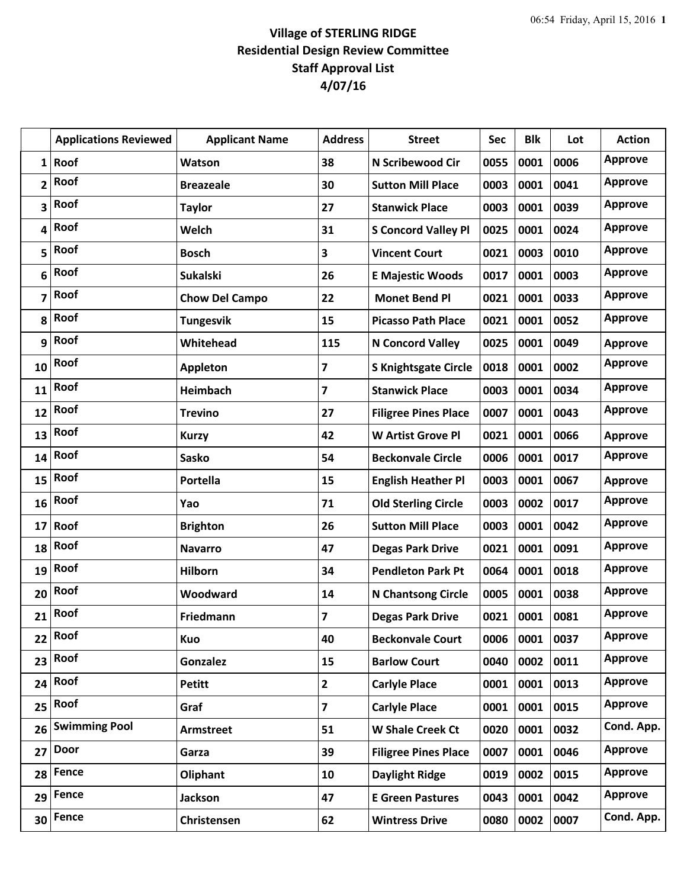# Village of STERLING RIDGE
## Residential Design Review Committee
## Staff Approval List
## 4/07/16

| | Applications Reviewed | Applicant Name | Address | Street | Sec | Blk | Lot | Action |
|---|---|---|---|---|---|---|---|---|
| 1 | Roof | Watson | 38 | N Scribewood Cir | 0055 | 0001 | 0006 | Approve |
| 2 | Roof | Breazeale | 30 | Sutton Mill Place | 0003 | 0001 | 0041 | Approve |
| 3 | Roof | Taylor | 27 | Stanwick Place | 0003 | 0001 | 0039 | Approve |
| 4 | Roof | Welch | 31 | S Concord Valley Pl | 0025 | 0001 | 0024 | Approve |
| 5 | Roof | Bosch | 3 | Vincent Court | 0021 | 0003 | 0010 | Approve |
| 6 | Roof | Sukalski | 26 | E Majestic Woods | 0017 | 0001 | 0003 | Approve |
| 7 | Roof | Chow Del Campo | 22 | Monet Bend Pl | 0021 | 0001 | 0033 | Approve |
| 8 | Roof | Tungesvik | 15 | Picasso Path Place | 0021 | 0001 | 0052 | Approve |
| 9 | Roof | Whitehead | 115 | N Concord Valley | 0025 | 0001 | 0049 | Approve |
| 10 | Roof | Appleton | 7 | S Knightsgate Circle | 0018 | 0001 | 0002 | Approve |
| 11 | Roof | Heimbach | 7 | Stanwick Place | 0003 | 0001 | 0034 | Approve |
| 12 | Roof | Trevino | 27 | Filigree Pines Place | 0007 | 0001 | 0043 | Approve |
| 13 | Roof | Kurzy | 42 | W Artist Grove Pl | 0021 | 0001 | 0066 | Approve |
| 14 | Roof | Sasko | 54 | Beckonvale Circle | 0006 | 0001 | 0017 | Approve |
| 15 | Roof | Portella | 15 | English Heather Pl | 0003 | 0001 | 0067 | Approve |
| 16 | Roof | Yao | 71 | Old Sterling Circle | 0003 | 0002 | 0017 | Approve |
| 17 | Roof | Brighton | 26 | Sutton Mill Place | 0003 | 0001 | 0042 | Approve |
| 18 | Roof | Navarro | 47 | Degas Park Drive | 0021 | 0001 | 0091 | Approve |
| 19 | Roof | Hilborn | 34 | Pendleton Park Pt | 0064 | 0001 | 0018 | Approve |
| 20 | Roof | Woodward | 14 | N Chantsong Circle | 0005 | 0001 | 0038 | Approve |
| 21 | Roof | Friedmann | 7 | Degas Park Drive | 0021 | 0001 | 0081 | Approve |
| 22 | Roof | Kuo | 40 | Beckonvale Court | 0006 | 0001 | 0037 | Approve |
| 23 | Roof | Gonzalez | 15 | Barlow Court | 0040 | 0002 | 0011 | Approve |
| 24 | Roof | Petitt | 2 | Carlyle Place | 0001 | 0001 | 0013 | Approve |
| 25 | Roof | Graf | 7 | Carlyle Place | 0001 | 0001 | 0015 | Approve |
| 26 | Swimming Pool | Armstreet | 51 | W Shale Creek Ct | 0020 | 0001 | 0032 | Cond. App. |
| 27 | Door | Garza | 39 | Filigree Pines Place | 0007 | 0001 | 0046 | Approve |
| 28 | Fence | Oliphant | 10 | Daylight Ridge | 0019 | 0002 | 0015 | Approve |
| 29 | Fence | Jackson | 47 | E Green Pastures | 0043 | 0001 | 0042 | Approve |
| 30 | Fence | Christensen | 62 | Wintress Drive | 0080 | 0002 | 0007 | Cond. App. |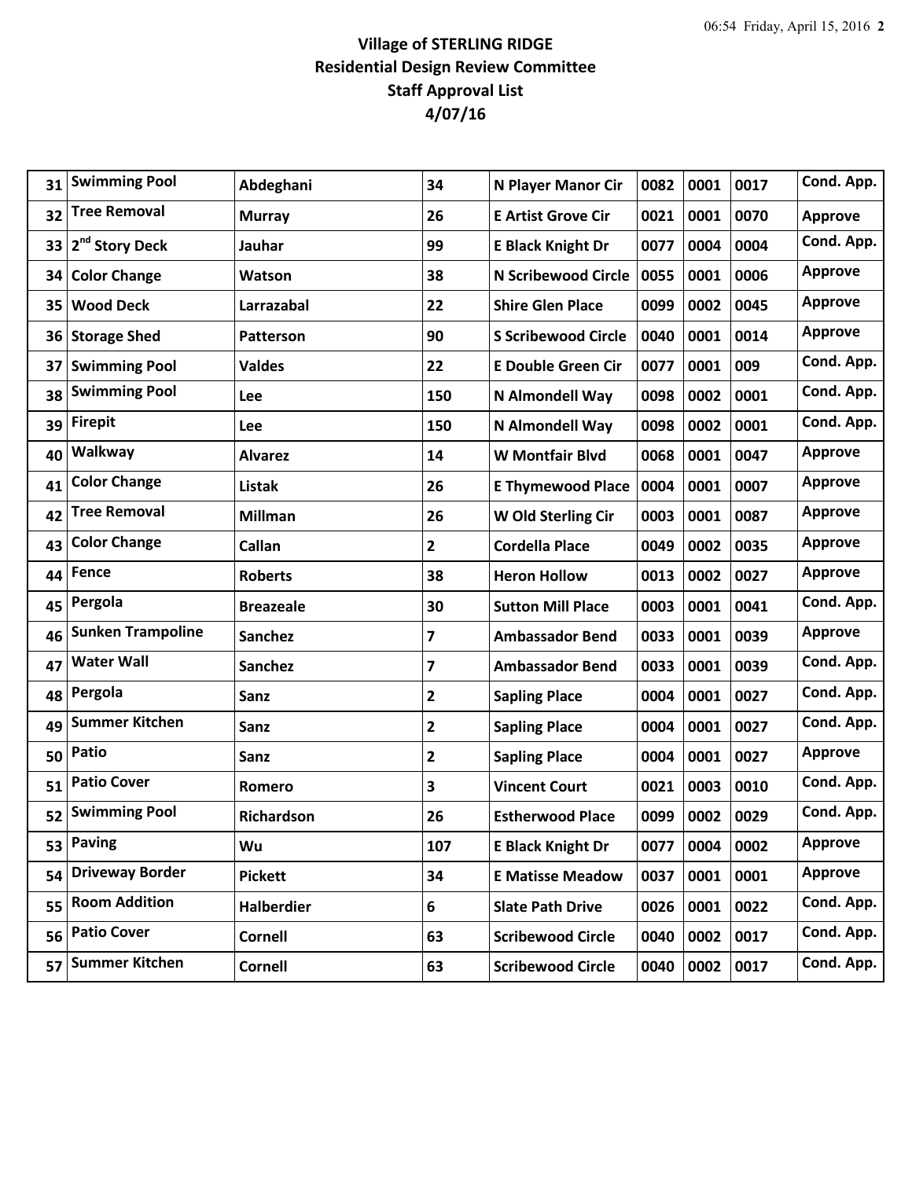**Village of STERLING RIDGE**
**Residential Design Review Committee**
**Staff Approval List**
**4/07/16**

| | | | | | | | | |
|---|---|---|---|---|---|---|---|---|
| 31 | Swimming Pool | Abdeghani | 34 | N Player Manor Cir | 0082 | 0001 | 0017 | Cond. App. |
| 32 | Tree Removal | Murray | 26 | E Artist Grove Cir | 0021 | 0001 | 0070 | Approve |
| 33 | 2nd Story Deck | Jauhar | 99 | E Black Knight Dr | 0077 | 0004 | 0004 | Cond. App. |
| 34 | Color Change | Watson | 38 | N Scribewood Circle | 0055 | 0001 | 0006 | Approve |
| 35 | Wood Deck | Larrazabal | 22 | Shire Glen Place | 0099 | 0002 | 0045 | Approve |
| 36 | Storage Shed | Patterson | 90 | S Scribewood Circle | 0040 | 0001 | 0014 | Approve |
| 37 | Swimming Pool | Valdes | 22 | E Double Green Cir | 0077 | 0001 | 009 | Cond. App. |
| 38 | Swimming Pool | Lee | 150 | N Almondell Way | 0098 | 0002 | 0001 | Cond. App. |
| 39 | Firepit | Lee | 150 | N Almondell Way | 0098 | 0002 | 0001 | Cond. App. |
| 40 | Walkway | Alvarez | 14 | W Montfair Blvd | 0068 | 0001 | 0047 | Approve |
| 41 | Color Change | Listak | 26 | E Thymewood Place | 0004 | 0001 | 0007 | Approve |
| 42 | Tree Removal | Millman | 26 | W Old Sterling Cir | 0003 | 0001 | 0087 | Approve |
| 43 | Color Change | Callan | 2 | Cordella Place | 0049 | 0002 | 0035 | Approve |
| 44 | Fence | Roberts | 38 | Heron Hollow | 0013 | 0002 | 0027 | Approve |
| 45 | Pergola | Breazeale | 30 | Sutton Mill Place | 0003 | 0001 | 0041 | Cond. App. |
| 46 | Sunken Trampoline | Sanchez | 7 | Ambassador Bend | 0033 | 0001 | 0039 | Approve |
| 47 | Water Wall | Sanchez | 7 | Ambassador Bend | 0033 | 0001 | 0039 | Cond. App. |
| 48 | Pergola | Sanz | 2 | Sapling Place | 0004 | 0001 | 0027 | Cond. App. |
| 49 | Summer Kitchen | Sanz | 2 | Sapling Place | 0004 | 0001 | 0027 | Cond. App. |
| 50 | Patio | Sanz | 2 | Sapling Place | 0004 | 0001 | 0027 | Approve |
| 51 | Patio Cover | Romero | 3 | Vincent Court | 0021 | 0003 | 0010 | Cond. App. |
| 52 | Swimming Pool | Richardson | 26 | Estherwood Place | 0099 | 0002 | 0029 | Cond. App. |
| 53 | Paving | Wu | 107 | E Black Knight Dr | 0077 | 0004 | 0002 | Approve |
| 54 | Driveway Border | Pickett | 34 | E Matisse Meadow | 0037 | 0001 | 0001 | Approve |
| 55 | Room Addition | Halberdier | 6 | Slate Path Drive | 0026 | 0001 | 0022 | Cond. App. |
| 56 | Patio Cover | Cornell | 63 | Scribewood Circle | 0040 | 0002 | 0017 | Cond. App. |
| 57 | Summer Kitchen | Cornell | 63 | Scribewood Circle | 0040 | 0002 | 0017 | Cond. App. |